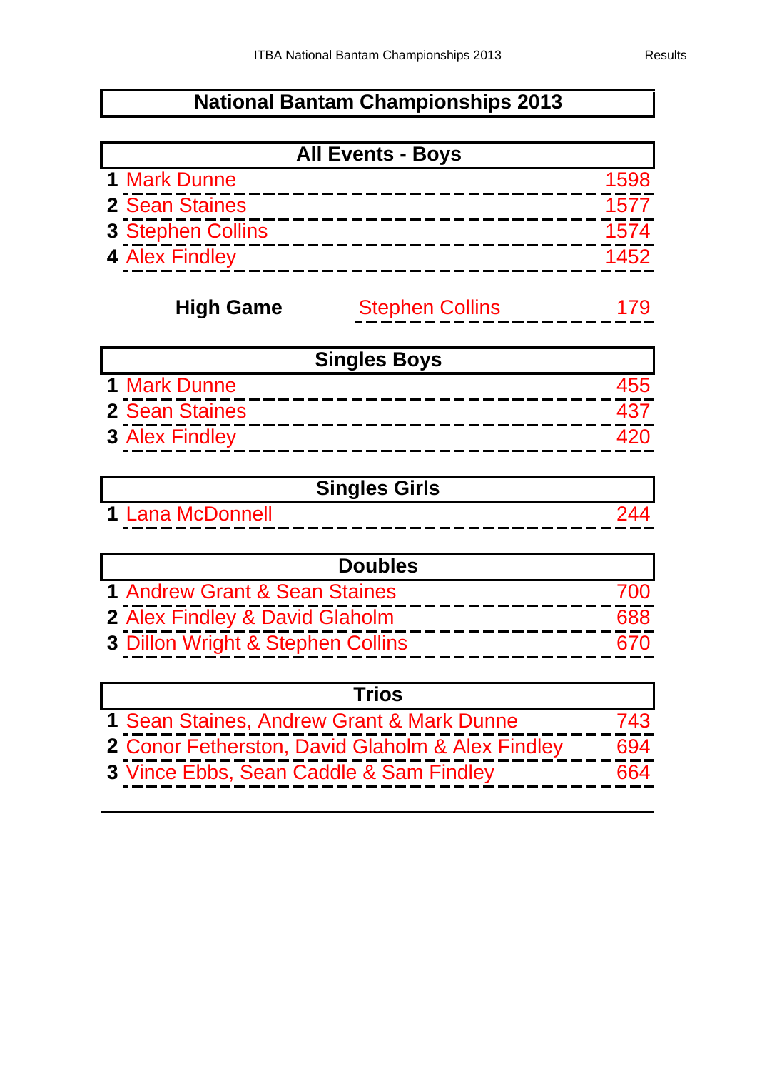# National Bantam Championships 2013

## All Events - Boys

| | | |
|---|---|---|
| 1 | Mark Dunne | 1598 |
| 2 | Sean Staines | 1577 |
| 3 | Stephen Collins | 1574 |
| 4 | Alex Findley | 1452 |

**High Game** Stephen Collins 179

## Singles Boys

| | | |
|---|---|---|
| 1 | Mark Dunne | 455 |
| 2 | Sean Staines | 437 |
| 3 | Alex Findley | 420 |

## Singles Girls

| | | |
|---|---|---|
| 1 | Lana McDonnell | 244 |

## Doubles

| | | |
|---|---|---|
| 1 | Andrew Grant & Sean Staines | 700 |
| 2 | Alex Findley & David Glaholm | 688 |
| 3 | Dillon Wright & Stephen Collins | 670 |

## Trios

| | | |
|---|---|---|
| 1 | Sean Staines, Andrew Grant & Mark Dunne | 743 |
| 2 | Conor Fetherston, David Glaholm & Alex Findley | 694 |
| 3 | Vince Ebbs, Sean Caddle & Sam Findley | 664 |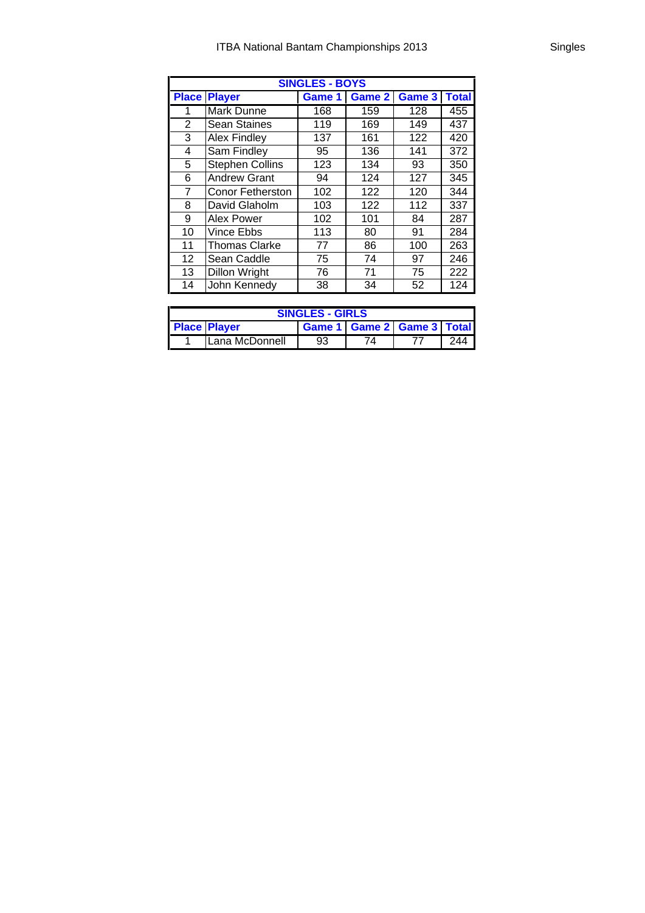# ITBA National Bantam Championships 2013

Singles

| SINGLES - BOYS | | | | | |
|---|---|---|---|---|---|
| **Place** | **Player** | **Game 1** | **Game 2** | **Game 3** | **Total** |
| 1 | Mark Dunne | 168 | 159 | 128 | 455 |
| 2 | Sean Staines | 119 | 169 | 149 | 437 |
| 3 | Alex Findley | 137 | 161 | 122 | 420 |
| 4 | Sam Findley | 95 | 136 | 141 | 372 |
| 5 | Stephen Collins | 123 | 134 | 93 | 350 |
| 6 | Andrew Grant | 94 | 124 | 127 | 345 |
| 7 | Conor Fetherston | 102 | 122 | 120 | 344 |
| 8 | David Glaholm | 103 | 122 | 112 | 337 |
| 9 | Alex Power | 102 | 101 | 84 | 287 |
| 10 | Vince Ebbs | 113 | 80 | 91 | 284 |
| 11 | Thomas Clarke | 77 | 86 | 100 | 263 |
| 12 | Sean Caddle | 75 | 74 | 97 | 246 |
| 13 | Dillon Wright | 76 | 71 | 75 | 222 |
| 14 | John Kennedy | 38 | 34 | 52 | 124 |

| SINGLES - GIRLS | | | | | |
|---|---|---|---|---|---|
| **Place** | **Player** | **Game 1** | **Game 2** | **Game 3** | **Total** |
| 1 | Lana McDonnell | 93 | 74 | 77 | 244 |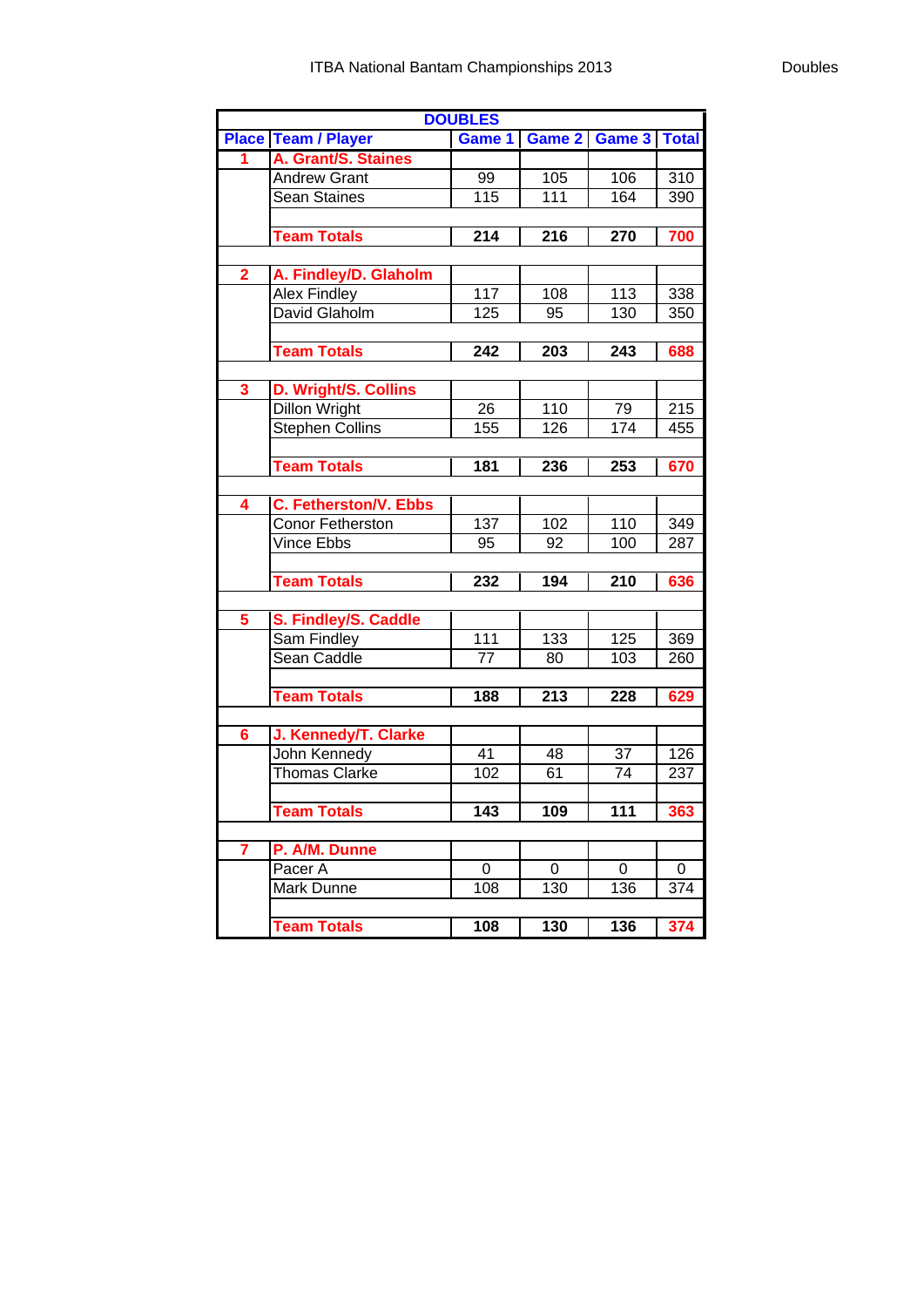ITBA National Bantam Championships 2013

Doubles

| DOUBLES | | | | | |
|---|---|---|---|---|---|
| Place | Team / Player | Game 1 | Game 2 | Game 3 | Total |
| 1 | A. Grant/S. Staines | | | | |
| | Andrew Grant | 99 | 105 | 106 | 310 |
| | Sean Staines | 115 | 111 | 164 | 390 |
| | Team Totals | 214 | 216 | 270 | 700 |
| 2 | A. Findley/D. Glaholm | | | | |
| | Alex Findley | 117 | 108 | 113 | 338 |
| | David Glaholm | 125 | 95 | 130 | 350 |
| | Team Totals | 242 | 203 | 243 | 688 |
| 3 | D. Wright/S. Collins | | | | |
| | Dillon Wright | 26 | 110 | 79 | 215 |
| | Stephen Collins | 155 | 126 | 174 | 455 |
| | Team Totals | 181 | 236 | 253 | 670 |
| 4 | C. Fetherston/V. Ebbs | | | | |
| | Conor Fetherston | 137 | 102 | 110 | 349 |
| | Vince Ebbs | 95 | 92 | 100 | 287 |
| | Team Totals | 232 | 194 | 210 | 636 |
| 5 | S. Findley/S. Caddle | | | | |
| | Sam Findley | 111 | 133 | 125 | 369 |
| | Sean Caddle | 77 | 80 | 103 | 260 |
| | Team Totals | 188 | 213 | 228 | 629 |
| 6 | J. Kennedy/T. Clarke | | | | |
| | John Kennedy | 41 | 48 | 37 | 126 |
| | Thomas Clarke | 102 | 61 | 74 | 237 |
| | Team Totals | 143 | 109 | 111 | 363 |
| 7 | P. A/M. Dunne | | | | |
| | Pacer A | 0 | 0 | 0 | 0 |
| | Mark Dunne | 108 | 130 | 136 | 374 |
| | Team Totals | 108 | 130 | 136 | 374 |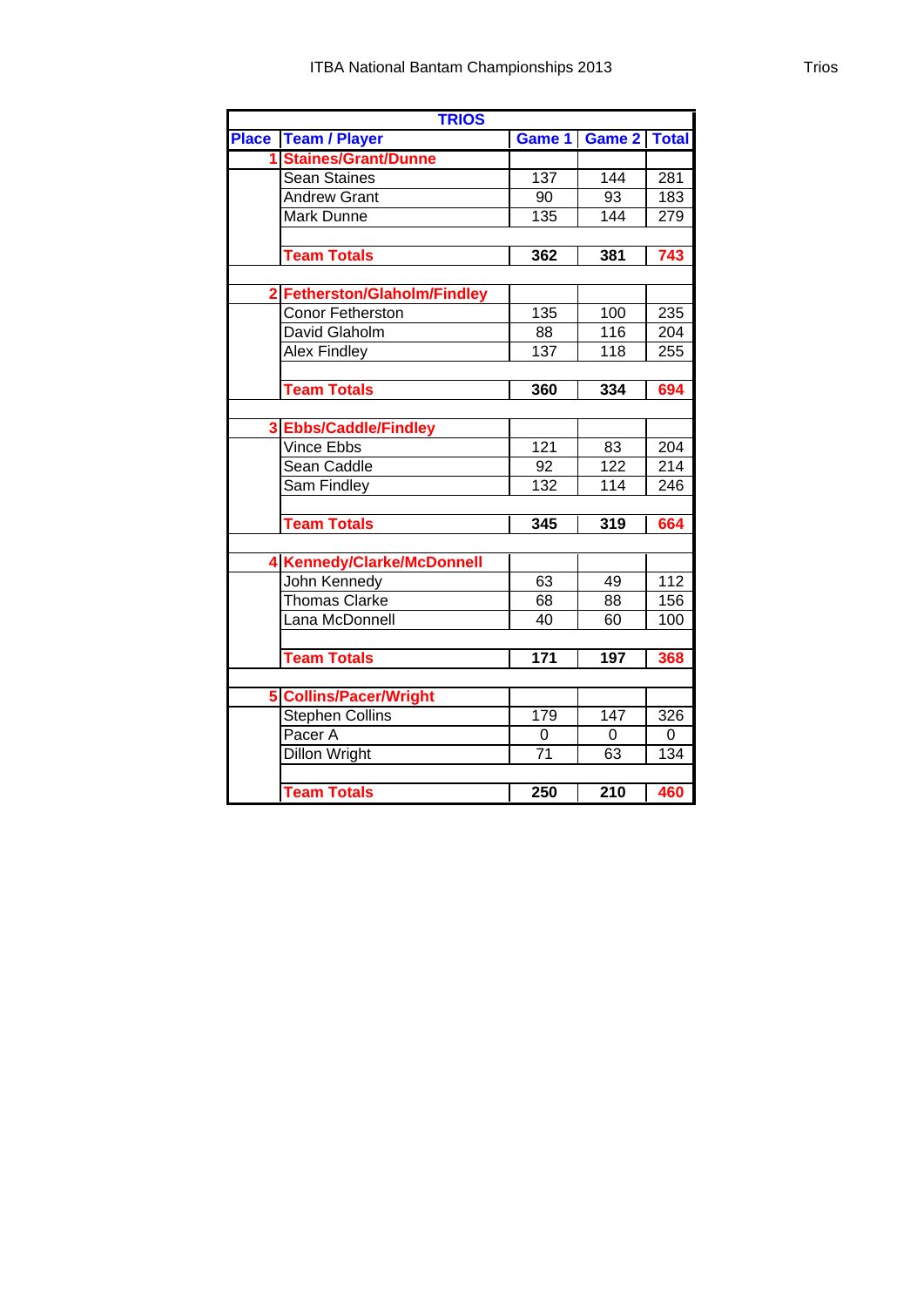| TRIOS | | | | |
|---|---|---|---|---|
| **Place** | **Team / Player** | **Game 1** | **Game 2** | **Total** |
| 1 | **Staines/Grant/Dunne** | | | |
| | Sean Staines | 137 | 144 | 281 |
| | Andrew Grant | 90 | 93 | 183 |
| | Mark Dunne | 135 | 144 | 279 |
| | | | | |
| | **Team Totals** | **362** | **381** | **743** |
| | | | | |
| 2 | **Fetherston/Glaholm/Findley** | | | |
| | Conor Fetherston | 135 | 100 | 235 |
| | David Glaholm | 88 | 116 | 204 |
| | Alex Findley | 137 | 118 | 255 |
| | | | | |
| | **Team Totals** | **360** | **334** | **694** |
| | | | | |
| 3 | **Ebbs/Caddle/Findley** | | | |
| | Vince Ebbs | 121 | 83 | 204 |
| | Sean Caddle | 92 | 122 | 214 |
| | Sam Findley | 132 | 114 | 246 |
| | | | | |
| | **Team Totals** | **345** | **319** | **664** |
| | | | | |
| 4 | **Kennedy/Clarke/McDonnell** | | | |
| | John Kennedy | 63 | 49 | 112 |
| | Thomas Clarke | 68 | 88 | 156 |
| | Lana McDonnell | 40 | 60 | 100 |
| | | | | |
| | **Team Totals** | **171** | **197** | **368** |
| | | | | |
| 5 | **Collins/Pacer/Wright** | | | |
| | Stephen Collins | 179 | 147 | 326 |
| | Pacer A | 0 | 0 | 0 |
| | Dillon Wright | 71 | 63 | 134 |
| | | | | |
| | **Team Totals** | **250** | **210** | **460** |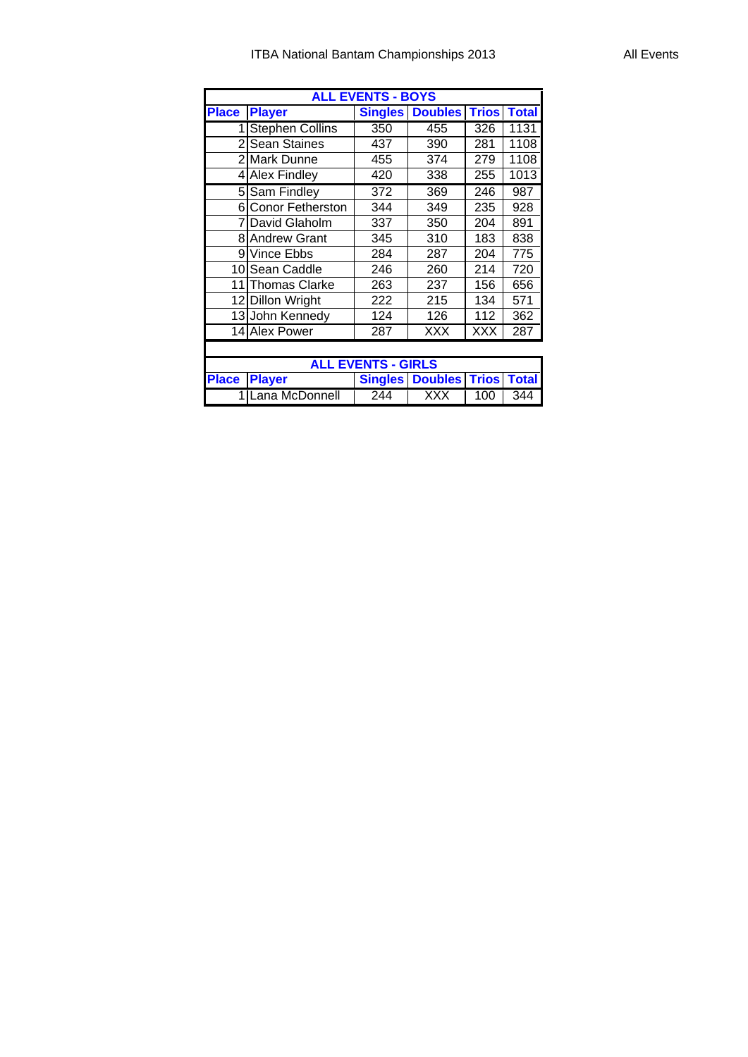ITBA National Bantam Championships 2013

All Events

| ALL EVENTS - BOYS | | | | | |
|---|---|---|---|---|---|
| Place | Player | Singles | Doubles | Trios | Total |
| 1 | Stephen Collins | 350 | 455 | 326 | 1131 |
| 2 | Sean Staines | 437 | 390 | 281 | 1108 |
| 2 | Mark Dunne | 455 | 374 | 279 | 1108 |
| 4 | Alex Findley | 420 | 338 | 255 | 1013 |
| 5 | Sam Findley | 372 | 369 | 246 | 987 |
| 6 | Conor Fetherston | 344 | 349 | 235 | 928 |
| 7 | David Glaholm | 337 | 350 | 204 | 891 |
| 8 | Andrew Grant | 345 | 310 | 183 | 838 |
| 9 | Vince Ebbs | 284 | 287 | 204 | 775 |
| 10 | Sean Caddle | 246 | 260 | 214 | 720 |
| 11 | Thomas Clarke | 263 | 237 | 156 | 656 |
| 12 | Dillon Wright | 222 | 215 | 134 | 571 |
| 13 | John Kennedy | 124 | 126 | 112 | 362 |
| 14 | Alex Power | 287 | XXX | XXX | 287 |

| ALL EVENTS - GIRLS | | | | | |
|---|---|---|---|---|---|
| Place | Player | Singles | Doubles | Trios | Total |
| 1 | Lana McDonnell | 244 | XXX | 100 | 344 |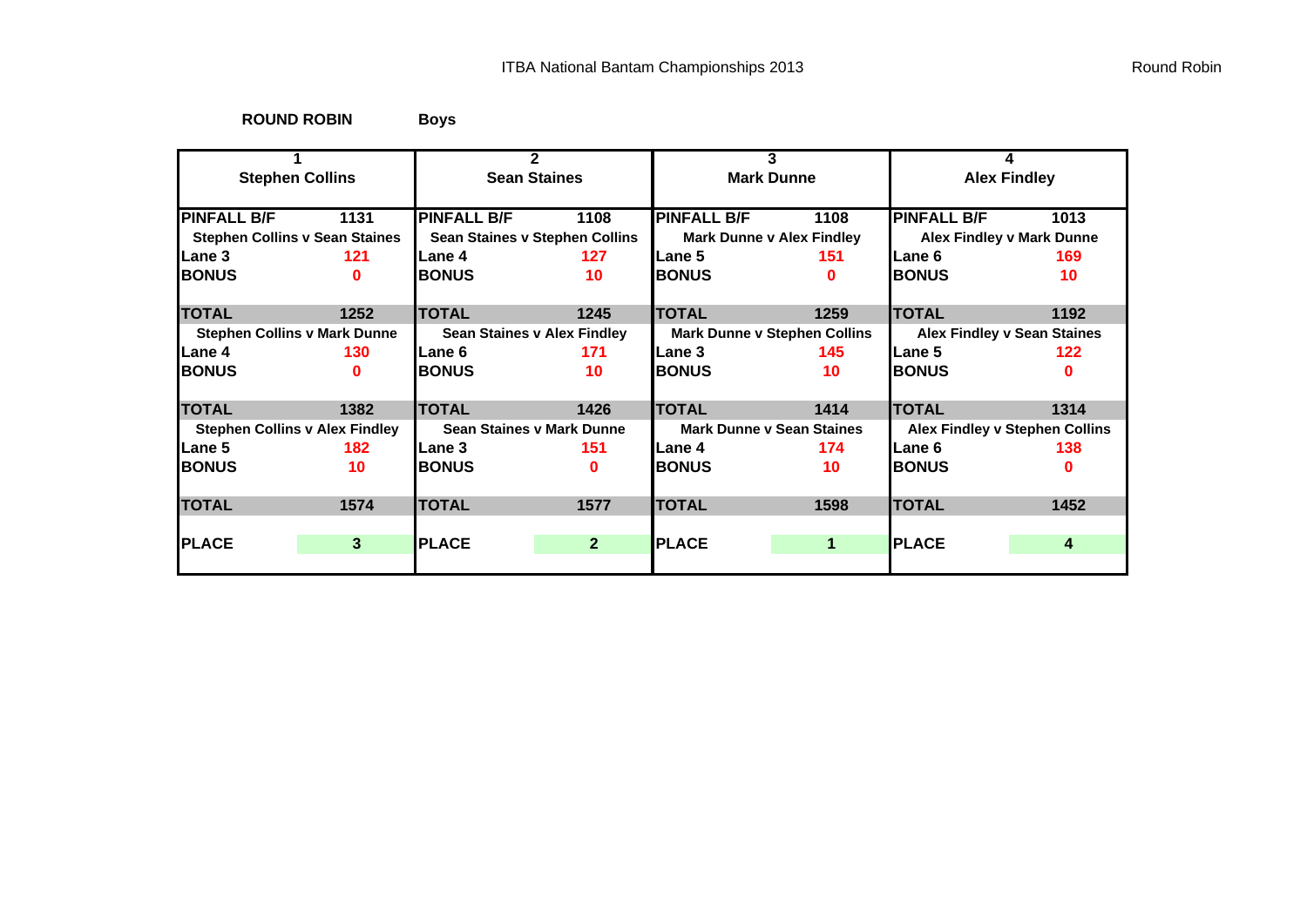ITBA National Bantam Championships 2013

**ROUND ROBIN** **Boys**

| 1 Stephen Collins | | 2 Sean Staines | | 3 Mark Dunne | | 4 Alex Findley | |
|---|---|---|---|---|---|---|---|
| **PINFALL B/F** | **1131** | **PINFALL B/F** | **1108** | **PINFALL B/F** | **1108** | **PINFALL B/F** | **1013** |
| **Stephen Collins v Sean Staines** | | **Sean Staines v Stephen Collins** | | **Mark Dunne v Alex Findley** | | **Alex Findley v Mark Dunne** | |
| **Lane 3** | **121** | **Lane 4** | **127** | **Lane 5** | **151** | **Lane 6** | **169** |
| **BONUS** | **0** | **BONUS** | **10** | **BONUS** | **0** | **BONUS** | **10** |
| **TOTAL** | **1252** | **TOTAL** | **1245** | **TOTAL** | **1259** | **TOTAL** | **1192** |
| **Stephen Collins v Mark Dunne** | | **Sean Staines v Alex Findley** | | **Mark Dunne v Stephen Collins** | | **Alex Findley v Sean Staines** | |
| **Lane 4** | **130** | **Lane 6** | **171** | **Lane 3** | **145** | **Lane 5** | **122** |
| **BONUS** | **0** | **BONUS** | **10** | **BONUS** | **10** | **BONUS** | **0** |
| **TOTAL** | **1382** | **TOTAL** | **1426** | **TOTAL** | **1414** | **TOTAL** | **1314** |
| **Stephen Collins v Alex Findley** | | **Sean Staines v Mark Dunne** | | **Mark Dunne v Sean Staines** | | **Alex Findley v Stephen Collins** | |
| **Lane 5** | **182** | **Lane 3** | **151** | **Lane 4** | **174** | **Lane 6** | **138** |
| **BONUS** | **10** | **BONUS** | **0** | **BONUS** | **10** | **BONUS** | **0** |
| **TOTAL** | **1574** | **TOTAL** | **1577** | **TOTAL** | **1598** | **TOTAL** | **1452** |
| **PLACE** | **3** | **PLACE** | **2** | **PLACE** | **1** | **PLACE** | **4** |